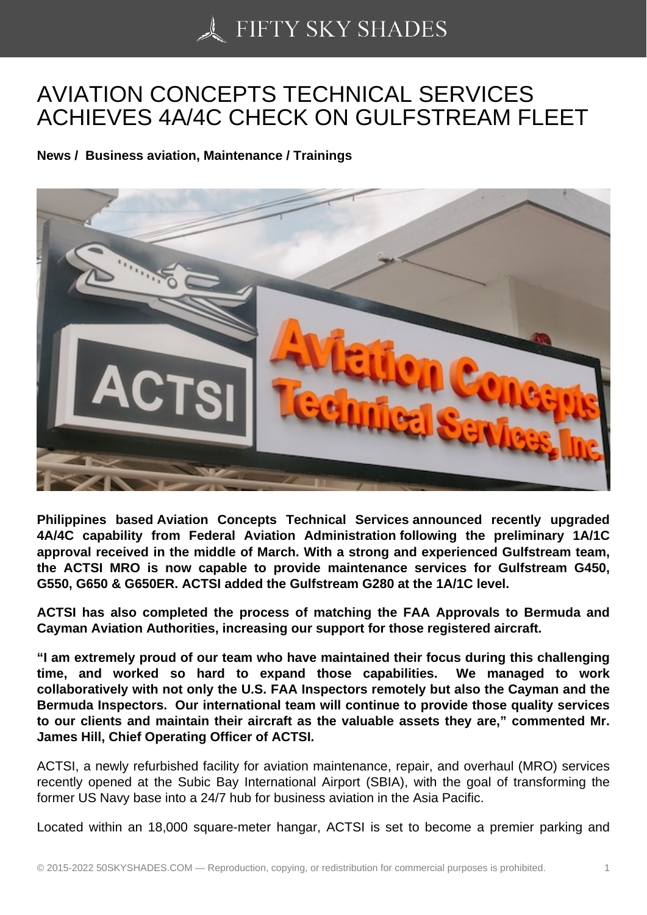# AVIATION CONCEPTS TECHNICAL SERVICES ACHIEVES 4A/4C CHECK ON GULFSTREAM FLEET

**News / Business aviation, Maintenance / Trainings**

**Philippines based Aviation Concepts Technical Services announced recently upgraded 4A/4C capability from Federal Aviation Administration following the preliminary 1A/1C approval received in the middle of March. With a strong and experienced Gulfstream team, the ACTSI MRO is now capable to provide maintenance services for Gulfstream G450, G550, G650 & G650ER. ACTSI added the Gulfstream G280 at the 1A/1C level.**

**ACTSI has also completed the process of matching the FAA Approvals to Bermuda and Cayman Aviation Authorities, increasing our support for those registered aircraft.**

**"I am extremely proud of our team who have maintained their focus during this challenging time, and worked so hard to expand those capabilities. We managed to work collaboratively with not only the U.S. FAA Inspectors remotely but also the Cayman and the Bermuda Inspectors. Our international team will continue to provide those quality services to our clients and maintain their aircraft as the valuable assets they are," commented Mr. James Hill, Chief Operating Officer of ACTSI.**

ACTSI, a newly refurbished facility for aviation maintenance, repair, and overhaul (MRO) services recently opened at the Subic Bay International Airport (SBIA), with the goal of transforming the former US Navy base into a 24/7 hub for business aviation in the Asia Pacific.

Located within an 18,000 square-meter hangar, ACTSI is set to become a premier parking and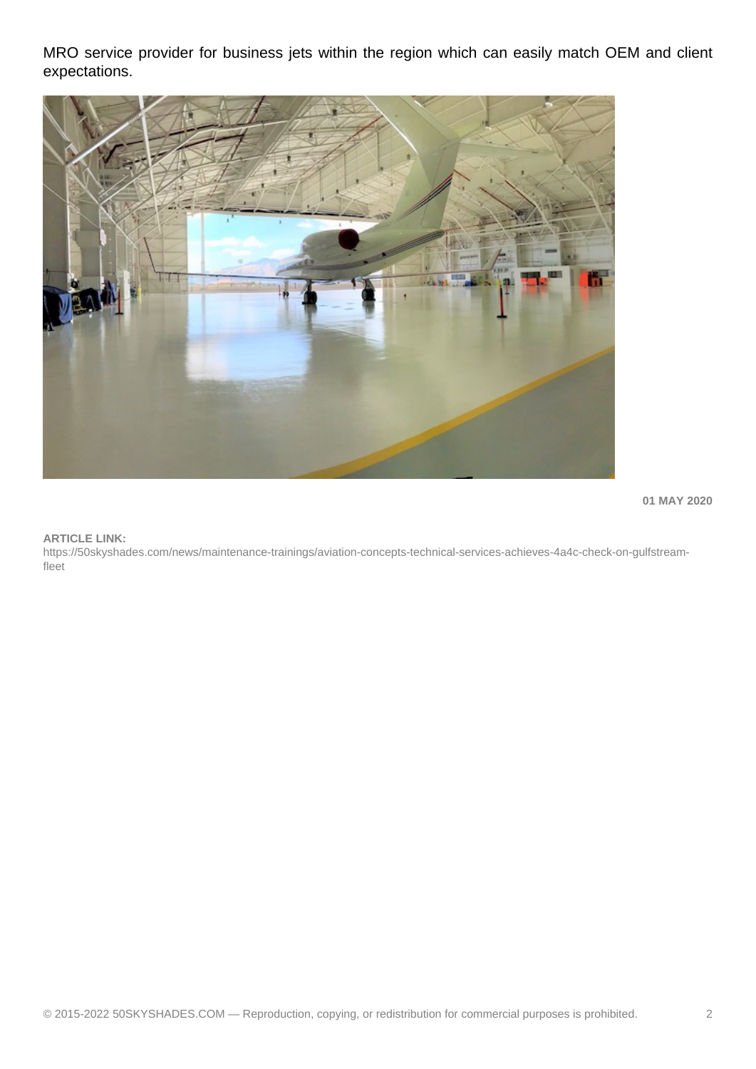MRO service provider for business jets within the region which can easily match OEM and client expectations.

**01 MAY 2020**

**ARTICLE LINK:**
https://50skyshades.com/news/maintenance-trainings/aviation-concepts-technical-services-achieves-4a4c-check-on-gulfstream-fleet

© 2015-2022 50SKYSHADES.COM — Reproduction, copying, or redistribution for commercial purposes is prohibited.